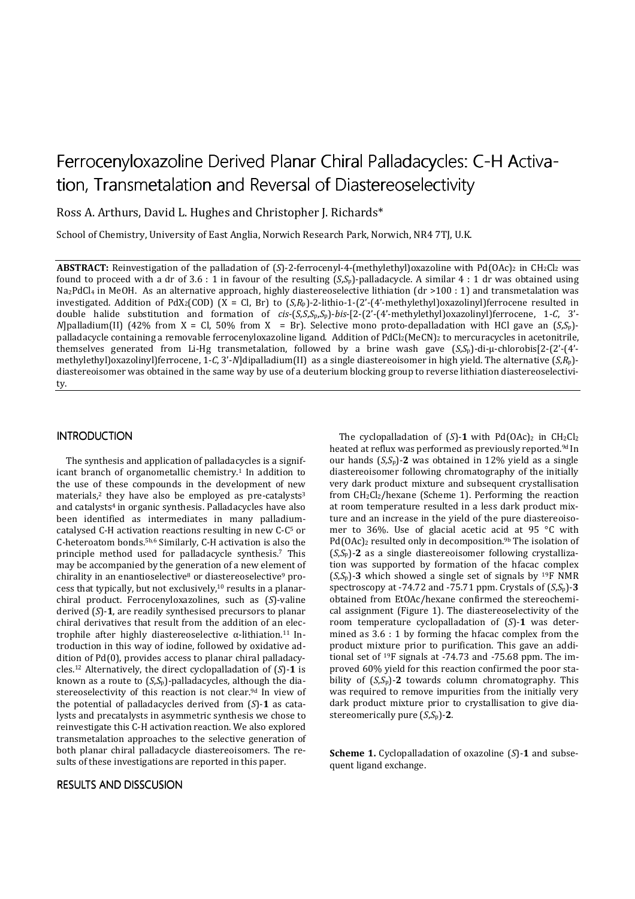# Ferrocenyloxazoline Derived Planar Chiral Palladacycles: C-H Activation, Transmetalation and Reversal of Diastereoselectivity

Ross A. Arthurs, David L. Hughes and Christopher J. Richards*

School of Chemistry, University of East Anglia, Norwich Research Park, Norwich, NR4 7TJ, U.K.

**ABSTRACT:** Reinvestigation of the palladation of (*S*)-2-ferrocenyl-4-(methylethyl)oxazoline with $Pd(OAc)_2$ in $CH_2Cl_2$ was found to proceed with a dr of 3.6 : 1 in favour of the resulting (*S*,*S*p)-palladacycle. A similar 4 : 1 dr was obtained using $Na_2PdCl_4$ in MeOH. As an alternative approach, highly diastereoselective lithiation (dr >100 : 1) and transmetalation was investigated. Addition of $PdX_2$(COD) (X = Cl, Br) to (*S*,*R*p)-2-lithio-1-(2'-(4'-methylethyl)oxazolinyl)ferrocene resulted in double halide substitution and formation of *cis*-(*S*,*S*,*S*p,*S*p)-*bis*-[2-(2'-(4'-methylethyl)oxazolinyl)ferrocene, 1-*C*, 3'-*N*]palladium(II) (42% from X = Cl, 50% from X = Br). Selective mono proto-depalladation with HCl gave an (*S*,*S*p)-palladacycle containing a removable ferrocenyloxazoline ligand. Addition of $PdCl_2(MeCN)_2$ to mercuracycles in acetonitrile, themselves generated from Li-Hg transmetalation, followed by a brine wash gave (*S*,*S*p)-di-μ-chlorobis[2-(2'-(4'-methylethyl)oxazolinyl)ferrocene, 1-*C*, 3'-*N*]dipalladium(II) as a single diastereoisomer in high yield. The alternative (*S*,*R*p)-diastereoisomer was obtained in the same way by use of a deuterium blocking group to reverse lithiation diastereoselectivity.

## INTRODUCTION

The synthesis and application of palladacycles is a significant branch of organometallic chemistry.[1] In addition to the use of these compounds in the development of new materials,[2] they have also be employed as pre-catalysts[3] and catalysts[4] in organic synthesis. Palladacycles have also been identified as intermediates in many palladium-catalysed C-H activation reactions resulting in new C-C[5] or C-heteroatom bonds.[5h,6] Similarly, C-H activation is also the principle method used for palladacycle synthesis.[7] This may be accompanied by the generation of a new element of chirality in an enantioselective[8] or diastereoselective[9] process that typically, but not exclusively,[10] results in a planar-chiral product. Ferrocenyloxazolines, such as (*S*)-valine derived (*S*)-**1**, are readily synthesised precursors to planar chiral derivatives that result from the addition of an electrophile after highly diastereoselective α-lithiation.[11] Introduction in this way of iodine, followed by oxidative addition of Pd(0), provides access to planar chiral palladacycles.[12] Alternatively, the direct cyclopalladation of (*S*)-**1** is known as a route to (*S*,*S*p)-palladacycles, although the diastereoselectivity of this reaction is not clear.[9d] In view of the potential of palladacycles derived from (*S*)-**1** as catalysts and precatalysts in asymmetric synthesis we chose to reinvestigate this C-H activation reaction. We also explored transmetalation approaches to the selective generation of both planar chiral palladacycle diastereoisomers. The results of these investigations are reported in this paper.

## RESULTS AND DISSCUSION

The cyclopalladation of (*S*)-**1** with $Pd(OAc)_2$ in $CH_2Cl_2$ heated at reflux was performed as previously reported.[9d] In our hands (*S*,*S*p)-**2** was obtained in 12% yield as a single diastereoisomer following chromatography of the initially very dark product mixture and subsequent crystallisation from $CH_2Cl_2$/hexane (Scheme 1). Performing the reaction at room temperature resulted in a less dark product mixture and an increase in the yield of the pure diastereoisomer to 36%. Use of glacial acetic acid at 95 °C with $Pd(OAc)_2$ resulted only in decomposition.[9b] The isolation of (*S*,*S*p)-**2** as a single diastereoisomer following crystallization was supported by formation of the hfacac complex (*S*,*S*p)-**3** which showed a single set of signals by $^{19}$F NMR spectroscopy at -74.72 and -75.71 ppm. Crystals of (*S*,*S*p)-**3** obtained from EtOAc/hexane confirmed the stereochemical assignment (Figure 1). The diastereoselectivity of the room temperature cyclopalladation of (*S*)-**1** was determined as 3.6 : 1 by forming the hfacac complex from the product mixture prior to purification. This gave an additional set of $^{19}$F signals at -74.73 and -75.68 ppm. The improved 60% yield for this reaction confirmed the poor stability of (*S*,*S*p)-**2** towards column chromatography. This was required to remove impurities from the initially very dark product mixture prior to crystallisation to give diastereomerically pure (*S*,*S*p)-**2**.

**Scheme 1.** Cyclopalladation of oxazoline (*S*)-**1** and subsequent ligand exchange.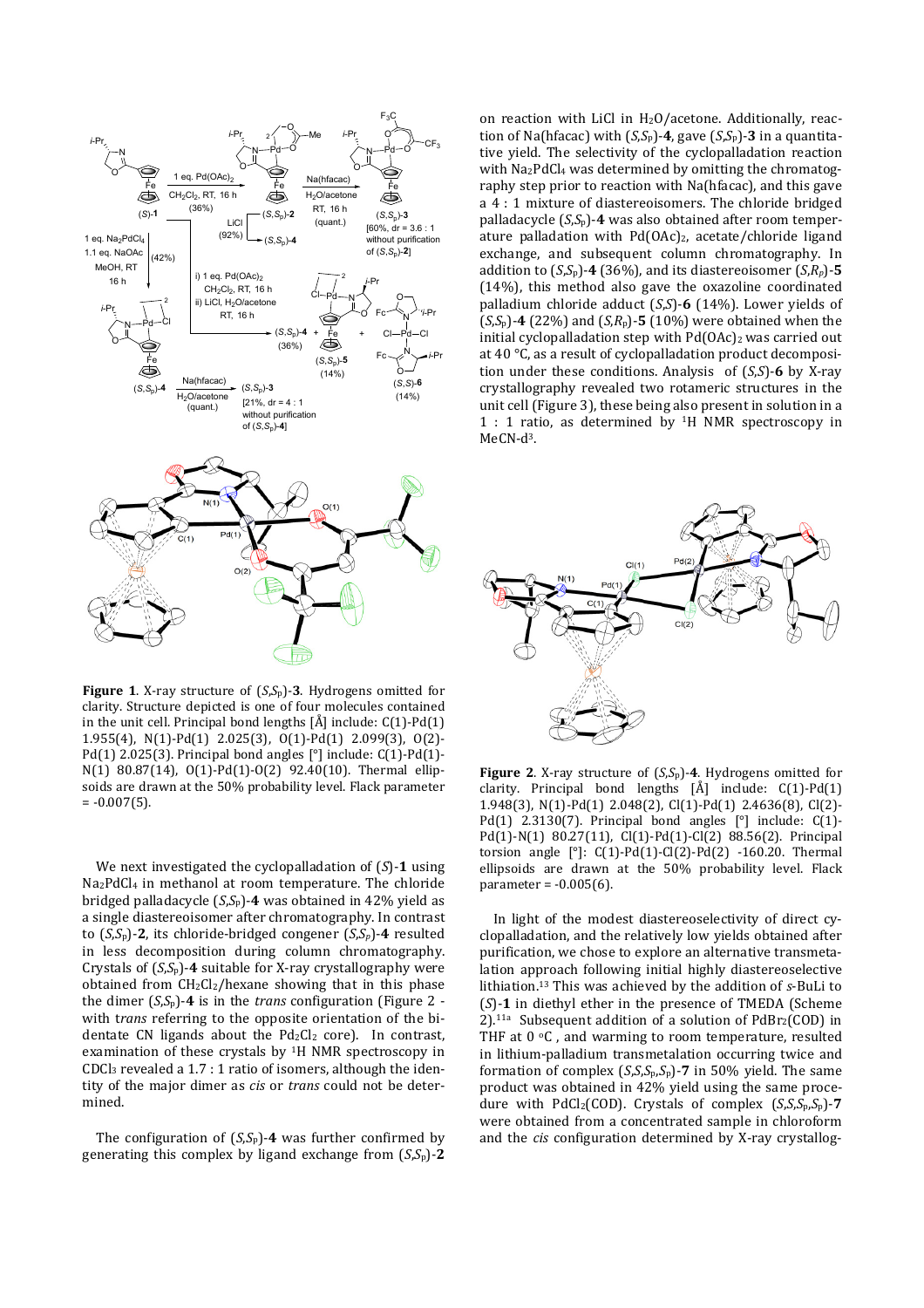**Figure 1**. X-ray structure of (*S*,*S*p)-**3**. Hydrogens omitted for clarity. Structure depicted is one of four molecules contained in the unit cell. Principal bond lengths [Å] include: C(1)-Pd(1) 1.955(4), N(1)-Pd(1) 2.025(3), O(1)-Pd(1) 2.099(3), O(2)-Pd(1) 2.025(3). Principal bond angles [°] include: C(1)-Pd(1)-N(1) 80.87(14), O(1)-Pd(1)-O(2) 92.40(10). Thermal ellipsoids are drawn at the 50% probability level. Flack parameter = -0.007(5).

We next investigated the cyclopalladation of (*S*)-**1** using $Na_2PdCl_4$ in methanol at room temperature. The chloride bridged palladacycle (*S*,*S*p)-**4** was obtained in 42% yield as a single diastereoisomer after chromatography. In contrast to (*S*,*S*p)-**2**, its chloride-bridged congener (*S*,*S*p)-**4** resulted in less decomposition during column chromatography. Crystals of (*S*,*S*p)-**4** suitable for X-ray crystallography were obtained from $CH_2Cl_2$/hexane showing that in this phase the dimer (*S*,*S*p)-**4** is in the *trans* configuration (Figure 2 - with *trans* referring to the opposite orientation of the bidentate CN ligands about the $Pd_2Cl_2$ core). In contrast, examination of these crystals by $^1$H NMR spectroscopy in $CDCl_3$ revealed a 1.7 : 1 ratio of isomers, although the identity of the major dimer as *cis* or *trans* could not be determined.

The configuration of (*S*,*S*p)-**4** was further confirmed by generating this complex by ligand exchange from (*S*,*S*p)-**2** on reaction with LiCl in $H_2O$/acetone. Additionally, reaction of Na(hfacac) with (*S*,*S*p)-**4**, gave (*S*,*S*p)-**3** in a quantitative yield. The selectivity of the cyclopalladation reaction with $Na_2PdCl_4$ was determined by omitting the chromatography step prior to reaction with Na(hfacac), and this gave a 4 : 1 mixture of diastereoisomers. The chloride bridged palladacycle (*S*,*S*p)-**4** was also obtained after room temperature palladation with $Pd(OAc)_2$, acetate/chloride ligand exchange, and subsequent column chromatography. In addition to (*S*,*S*p)-**4** (36%), and its diastereoisomer (*S*,*R*p)-**5** (14%), this method also gave the oxazoline coordinated palladium chloride adduct (*S*,*S*)-**6** (14%). Lower yields of (*S*,*S*p)-**4** (22%) and (*S*,*R*p)-**5** (10%) were obtained when the initial cyclopalladation step with $Pd(OAc)_2$ was carried out at 40 °C, as a result of cyclopalladation product decomposition under these conditions. Analysis of (*S*,*S*)-**6** by X-ray crystallography revealed two rotameric structures in the unit cell (Figure 3), these being also present in solution in a 1 : 1 ratio, as determined by $^1$H NMR spectroscopy in MeCN-d$^3$.

**Figure 2**. X-ray structure of (*S*,*S*p)-**4**. Hydrogens omitted for clarity. Principal bond lengths [Å] include: C(1)-Pd(1) 1.948(3), N(1)-Pd(1) 2.048(2), Cl(1)-Pd(1) 2.4636(8), Cl(2)-Pd(1) 2.3130(7). Principal bond angles [°] include: C(1)-Pd(1)-N(1) 80.27(11), Cl(1)-Pd(1)-Cl(2) 88.56(2). Principal torsion angle [°]: C(1)-Pd(1)-Cl(2)-Pd(2) -160.20. Thermal ellipsoids are drawn at the 50% probability level. Flack parameter = -0.005(6).

In light of the modest diastereoselectivity of direct cyclopalladation, and the relatively low yields obtained after purification, we chose to explore an alternative transmetalation approach following initial highly diastereoselective lithiation.[13] This was achieved by the addition of *s*-BuLi to (*S*)-**1** in diethyl ether in the presence of TMEDA (Scheme 2).[11a] Subsequent addition of a solution of $PdBr_2$(COD) in THF at 0 °C , and warming to room temperature, resulted in lithium-palladium transmetalation occurring twice and formation of complex (*S*,*S*,*S*p,*S*p)-**7** in 50% yield. The same product was obtained in 42% yield using the same procedure with $PdCl_2$(COD). Crystals of complex (*S*,*S*,*S*p,*S*p)-**7** were obtained from a concentrated sample in chloroform and the *cis* configuration determined by X-ray crystallog-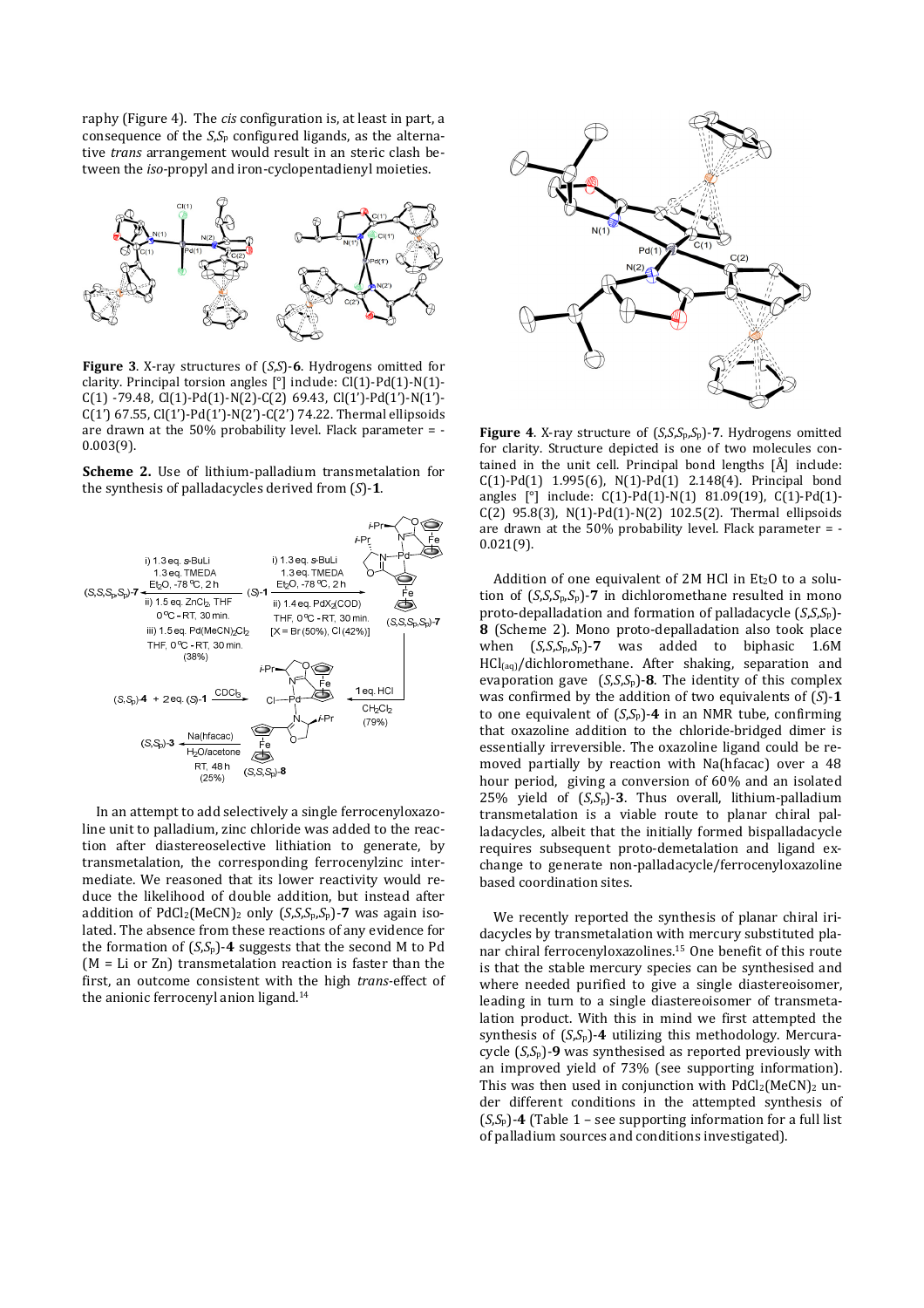raphy (Figure 4). The *cis* configuration is, at least in part, a consequence of the *S*,$S_p$ configured ligands, as the alternative *trans* arrangement would result in an steric clash between the *iso*-propyl and iron-cyclopentadienyl moieties.

**Figure 3**. X-ray structures of (*S*,*S*)-**6**. Hydrogens omitted for clarity. Principal torsion angles [°] include: Cl(1)-Pd(1)-N(1)-C(1) -79.48, Cl(1)-Pd(1)-N(2)-C(2) 69.43, Cl(1')-Pd(1')-N(1')-C(1') 67.55, Cl(1')-Pd(1')-N(2')-C(2') 74.22. Thermal ellipsoids are drawn at the 50% probability level. Flack parameter = -0.003(9).

**Scheme 2.** Use of lithium-palladium transmetalation for the synthesis of palladacycles derived from (*S*)-**1**.

In an attempt to add selectively a single ferrocenyloxazoline unit to palladium, zinc chloride was added to the reaction after diastereoselective lithiation to generate, by transmetalation, the corresponding ferrocenylzinc intermediate. We reasoned that its lower reactivity would reduce the likelihood of double addition, but instead after addition of $PdCl_2(MeCN)_2$ only (*S*,*S*,$S_p$,$S_p$)-**7** was again isolated. The absence from these reactions of any evidence for the formation of (*S*,$S_p$)-**4** suggests that the second M to Pd (M = Li or Zn) transmetalation reaction is faster than the first, an outcome consistent with the high *trans*-effect of the anionic ferrocenyl anion ligand.[14]

**Figure 4**. X-ray structure of (*S*,*S*,$S_p$,$S_p$)-**7**. Hydrogens omitted for clarity. Structure depicted is one of two molecules contained in the unit cell. Principal bond lengths [Å] include: C(1)-Pd(1) 1.995(6), N(1)-Pd(1) 2.148(4). Principal bond angles [°] include: C(1)-Pd(1)-N(1) 81.09(19), C(1)-Pd(1)-C(2) 95.8(3), N(1)-Pd(1)-N(2) 102.5(2). Thermal ellipsoids are drawn at the 50% probability level. Flack parameter = -0.021(9).

Addition of one equivalent of 2M HCl in $Et_2O$ to a solution of (*S*,*S*,$S_p$,$S_p$)-**7** in dichloromethane resulted in mono proto-depalladation and formation of palladacycle (*S*,*S*,$S_p$)-**8** (Scheme 2). Mono proto-depalladation also took place when (*S*,*S*,$S_p$,$S_p$)-**7** was added to biphasic 1.6M $HCl_{(aq)}$/dichloromethane. After shaking, separation and evaporation gave (*S*,*S*,$S_p$)-**8**. The identity of this complex was confirmed by the addition of two equivalents of (*S*)-**1** to one equivalent of (*S*,$S_p$)-**4** in an NMR tube, confirming that oxazoline addition to the chloride-bridged dimer is essentially irreversible. The oxazoline ligand could be removed partially by reaction with Na(hfacac) over a 48 hour period, giving a conversion of 60% and an isolated 25% yield of (*S*,$S_p$)-**3**. Thus overall, lithium-palladium transmetalation is a viable route to planar chiral palladacycles, albeit that the initially formed bispalladacycle requires subsequent proto-demetalation and ligand exchange to generate non-palladacycle/ferrocenyloxazoline based coordination sites.

We recently reported the synthesis of planar chiral iridacycles by transmetalation with mercury substituted planar chiral ferrocenyloxazolines.[15] One benefit of this route is that the stable mercury species can be synthesised and where needed purified to give a single diastereoisomer, leading in turn to a single diastereoisomer of transmetalation product. With this in mind we first attempted the synthesis of (*S*,$S_p$)-**4** utilizing this methodology. Mercuracycle (*S*,$S_p$)-**9** was synthesised as reported previously with an improved yield of 73% (see supporting information). This was then used in conjunction with $PdCl_2(MeCN)_2$ under different conditions in the attempted synthesis of (*S*,$S_p$)-**4** (Table 1 – see supporting information for a full list of palladium sources and conditions investigated).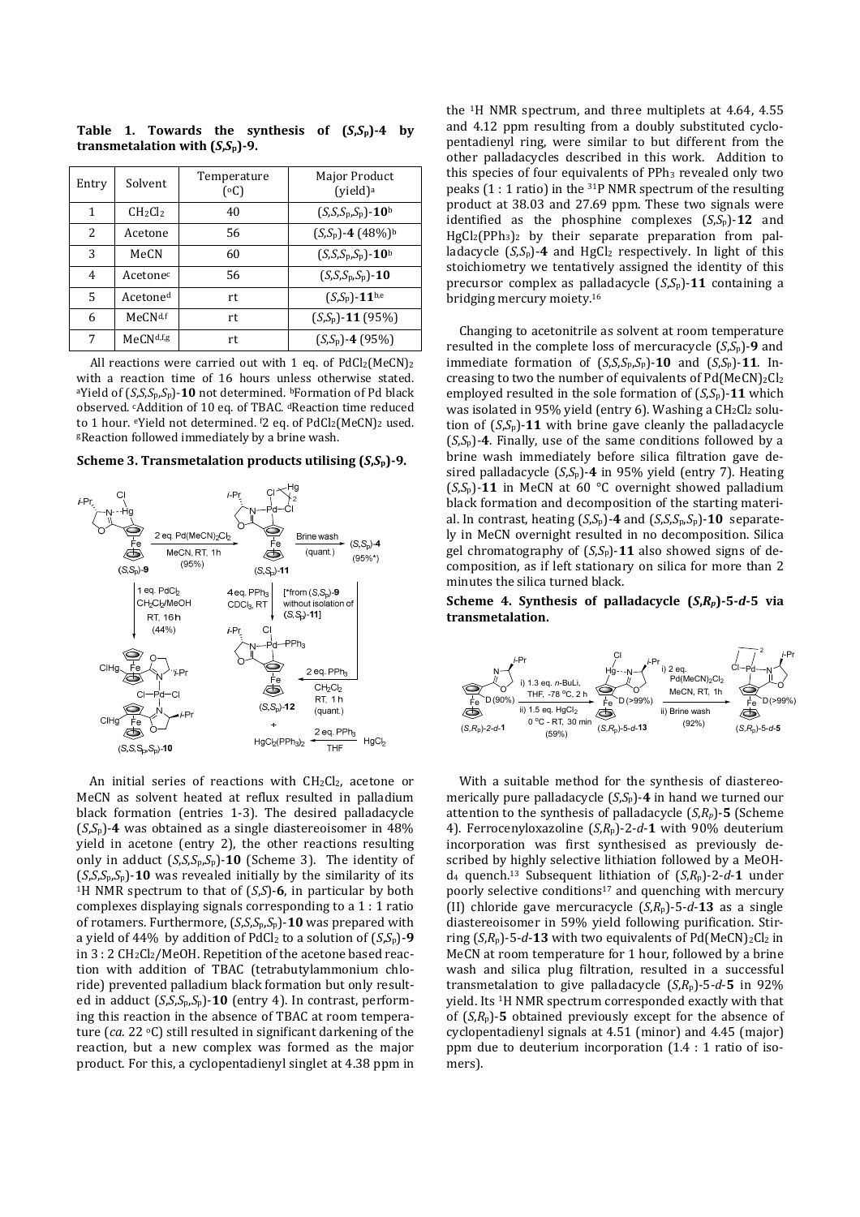**Table 1. Towards the synthesis of (*S*,*S*p)-4 by transmetalation with (*S*,*S*p)-9.**

| Entry | Solvent | Temperature (°C) | Major Product (yield)[a] |
|---|---|---|---|
| 1 | $CH_2Cl_2$ | 40 | (*S*,*S*,*S*p,*S*p)-**10**[b] |
| 2 | Acetone | 56 | (*S*,*S*p)-**4** (48%)[b] |
| 3 | MeCN | 60 | (*S*,*S*,*S*p,*S*p)-**10**[b] |
| 4 | Acetone[c] | 56 | (*S*,*S*,*S*p,*S*p)-**10** |
| 5 | Acetone[d] | rt | (*S*,*S*p)-**11**[b,e] |
| 6 | MeCN[d,f] | rt | (*S*,*S*p)-**11** (95%) |
| 7 | MeCN[d,f,g] | rt | (*S*,*S*p)-**4** (95%) |

All reactions were carried out with 1 eq. of $PdCl_2(MeCN)_2$ with a reaction time of 16 hours unless otherwise stated. [a]Yield of (*S*,*S*,*S*p,*S*p)-**10** not determined. [b]Formation of Pd black observed. [c]Addition of 10 eq. of TBAC. [d]Reaction time reduced to 1 hour. [e]Yield not determined. [f]2 eq. of $PdCl_2(MeCN)_2$ used. [g]Reaction followed immediately by a brine wash.

**Scheme 3. Transmetalation products utilising (*S*,*S*p)-9.**

An initial series of reactions with $CH_2Cl_2$, acetone or MeCN as solvent heated at reflux resulted in palladium black formation (entries 1-3). The desired palladacycle (*S*,*S*p)-**4** was obtained as a single diastereoisomer in 48% yield in acetone (entry 2), the other reactions resulting only in adduct (*S*,*S*,*S*p,*S*p)-**10** (Scheme 3). The identity of (*S*,*S*,*S*p,*S*p)-**10** was revealed initially by the similarity of its $^1$H NMR spectrum to that of (*S*,*S*)-**6**, in particular by both complexes displaying signals corresponding to a 1 : 1 ratio of rotamers. Furthermore, (*S*,*S*,*S*p,*S*p)-**10** was prepared with a yield of 44% by addition of $PdCl_2$ to a solution of (*S*,*S*p)-**9** in 3 : 2 $CH_2Cl_2$/MeOH. Repetition of the acetone based reaction with addition of TBAC (tetrabutylammonium chloride) prevented palladium black formation but only resulted in adduct (*S*,*S*,*S*p,*S*p)-**10** (entry 4). In contrast, performing this reaction in the absence of TBAC at room temperature (*ca.* 22 °C) still resulted in significant darkening of the reaction, but a new complex was formed as the major product. For this, a cyclopentadienyl singlet at 4.38 ppm in the $^1$H NMR spectrum, and three multiplets at 4.64, 4.55 and 4.12 ppm resulting from a doubly substituted cyclopentadienyl ring, were similar to but different from the other palladacycles described in this work. Addition to this species of four equivalents of $PPh_3$ revealed only two peaks (1 : 1 ratio) in the $^{31}$P NMR spectrum of the resulting product at 38.03 and 27.69 ppm. These two signals were identified as the phosphine complexes (*S*,*S*p)-**12** and $HgCl_2(PPh_3)_2$ by their separate preparation from palladacycle (*S*,*S*p)-**4** and $HgCl_2$ respectively. In light of this stoichiometry we tentatively assigned the identity of this precursor complex as palladacycle (*S*,*S*p)-**11** containing a bridging mercury moiety.[16]

Changing to acetonitrile as solvent at room temperature resulted in the complete loss of mercuracycle (*S*,*S*p)-**9** and immediate formation of (*S*,*S*,*S*p,*S*p)-**10** and (*S*,*S*p)-**11**. Increasing to two the number of equivalents of $Pd(MeCN)_2Cl_2$ employed resulted in the sole formation of (*S*,*S*p)-**11** which was isolated in 95% yield (entry 6). Washing a $CH_2Cl_2$ solution of (*S*,*S*p)-**11** with brine gave cleanly the palladacycle (*S*,*S*p)-**4**. Finally, use of the same conditions followed by a brine wash immediately before silica filtration gave desired palladacycle (*S*,*S*p)-**4** in 95% yield (entry 7). Heating (*S*,*S*p)-**11** in MeCN at 60 °C overnight showed palladium black formation and decomposition of the starting material. In contrast, heating (*S*,*S*p)-**4** and (*S*,*S*,*S*p,*S*p)-**10** separately in MeCN overnight resulted in no decomposition. Silica gel chromatography of (*S*,*S*p)-**11** also showed signs of decomposition, as if left stationary on silica for more than 2 minutes the silica turned black.

**Scheme 4. Synthesis of palladacycle (*S*,*R*p)-5-*d*-5 via transmetalation.**

With a suitable method for the synthesis of diastereomerically pure palladacycle (*S*,*S*p)-**4** in hand we turned our attention to the synthesis of palladacycle (*S*,*R*p)-**5** (Scheme 4). Ferrocenyloxazoline (*S*,*R*p)-2-*d*-**1** with 90% deuterium incorporation was first synthesised as previously described by highly selective lithiation followed by a MeOH-$d_4$ quench.[13] Subsequent lithiation of (*S*,*R*p)-2-*d*-**1** under poorly selective conditions[17] and quenching with mercury (II) chloride gave mercuracycle (*S*,*R*p)-5-*d*-**13** as a single diastereoisomer in 59% yield following purification. Stirring (*S*,*R*p)-5-*d*-**13** with two equivalents of $Pd(MeCN)_2Cl_2$ in MeCN at room temperature for 1 hour, followed by a brine wash and silica plug filtration, resulted in a successful transmetalation to give palladacycle (*S*,*R*p)-5-*d*-**5** in 92% yield. Its $^1$H NMR spectrum corresponded exactly with that of (*S*,*R*p)-**5** obtained previously except for the absence of cyclopentadienyl signals at 4.51 (minor) and 4.45 (major) ppm due to deuterium incorporation (1.4 : 1 ratio of isomers).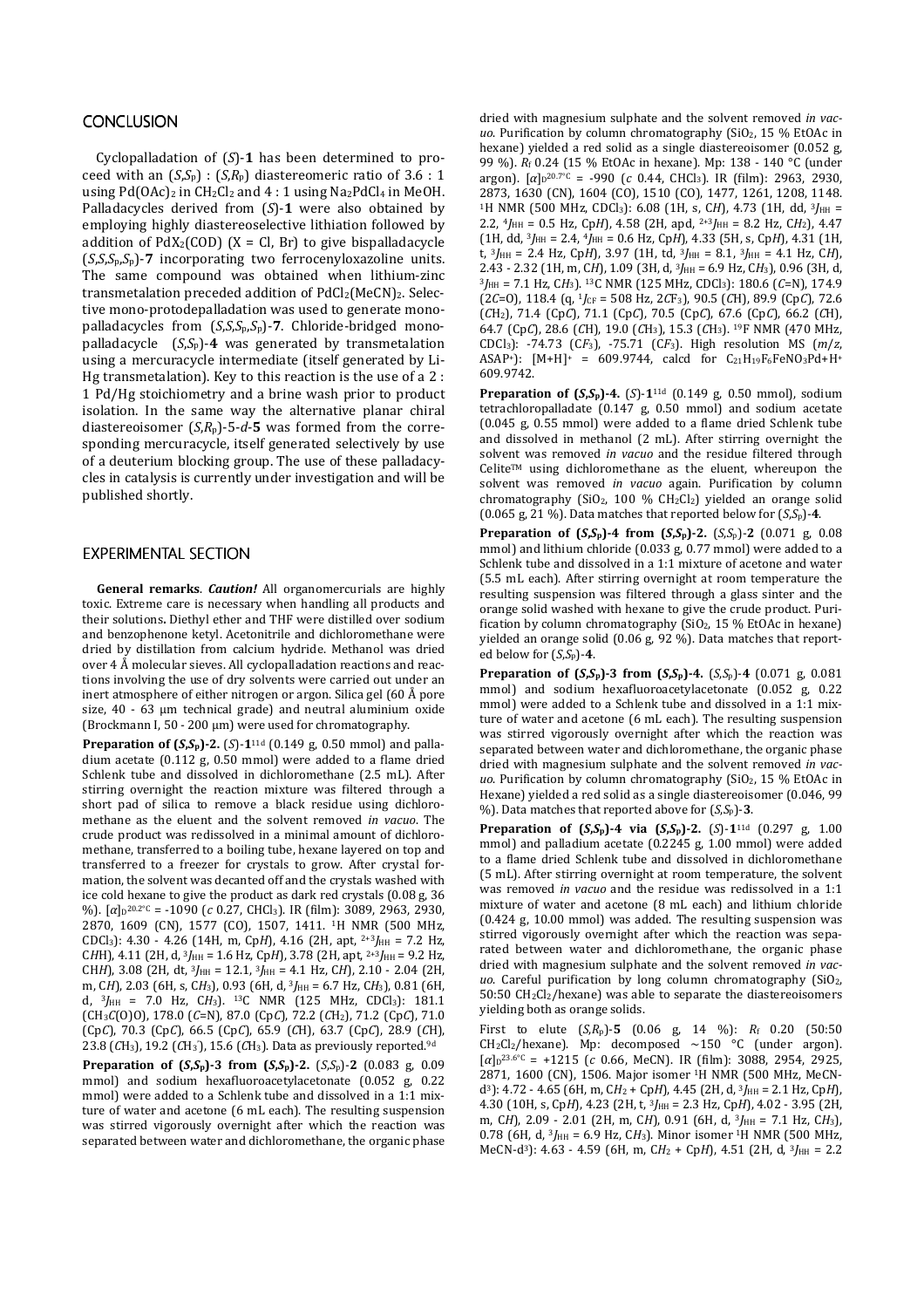## CONCLUSION

Cyclopalladation of (*S*)-**1** has been determined to proceed with an (*S*,$S_p$) : (*S*,$R_p$) diastereomeric ratio of 3.6 : 1 using $Pd(OAc)_2$ in $CH_2Cl_2$ and 4 : 1 using $Na_2PdCl_4$ in MeOH. Palladacycles derived from (*S*)-**1** were also obtained by employing highly diastereoselective lithiation followed by addition of $PdX_2$(COD) (X = Cl, Br) to give bispalladacycle (*S*,*S*,$S_p$,$S_p$)-**7** incorporating two ferrocenyloxazoline units. The same compound was obtained when lithium-zinc transmetalation preceded addition of $PdCl_2(MeCN)_2$. Selective mono-protodepalladation was used to generate monopalladacycles from (*S*,*S*,$S_p$,$S_p$)-**7**. Chloride-bridged monopalladacycle (*S*,$S_p$)-**4** was generated by transmetalation using a mercuracycle intermediate (itself generated by Li-Hg transmetalation). Key to this reaction is the use of a 2 : 1 Pd/Hg stoichiometry and a brine wash prior to product isolation. In the same way the alternative planar chiral diastereoisomer (*S*,$R_p$)-5-*d*-**5** was formed from the corresponding mercuracycle, itself generated selectively by use of a deuterium blocking group. The use of these palladacycles in catalysis is currently under investigation and will be published shortly.

## EXPERIMENTAL SECTION

**General remarks**. ***Caution!*** All organomercurials are highly toxic. Extreme care is necessary when handling all products and their solutions**.** Diethyl ether and THF were distilled over sodium and benzophenone ketyl. Acetonitrile and dichloromethane were dried by distillation from calcium hydride. Methanol was dried over 4 Å molecular sieves. All cyclopalladation reactions and reactions involving the use of dry solvents were carried out under an inert atmosphere of either nitrogen or argon. Silica gel (60 Å pore size, 40 - 63 µm technical grade) and neutral aluminium oxide (Brockmann I, 50 - 200 µm) were used for chromatography.

**Preparation of (*S*,$S_p$)-2.** (*S*)-**1**[11d] (0.149 g, 0.50 mmol) and palladium acetate (0.112 g, 0.50 mmol) were added to a flame dried Schlenk tube and dissolved in dichloromethane (2.5 mL). After stirring overnight the reaction mixture was filtered through a short pad of silica to remove a black residue using dichloromethane as the eluent and the solvent removed *in vacuo*. The crude product was redissolved in a minimal amount of dichloromethane, transferred to a boiling tube, hexane layered on top and transferred to a freezer for crystals to grow. After crystal formation, the solvent was decanted off and the crystals washed with ice cold hexane to give the product as dark red crystals (0.08 g, 36 %). $[\alpha]_D^{20.2^\circ C}$ = -1090 (*c* 0.27, $CHCl_3$). IR (film): 3089, 2963, 2930, 2870, 1609 (CN), 1577 (CO), 1507, 1411. $^1$H NMR (500 MHz, $CDCl_3$): 4.30 - 4.26 (14H, m, Cp*H*), 4.16 (2H, apt, $^{2+3}J_{HH}$ = 7.2 Hz, C*H*H), 4.11 (2H, d, $^3J_{HH}$ = 1.6 Hz, Cp*H*), 3.78 (2H, apt, $^{2+3}J_{HH}$ = 9.2 Hz, CH*H*), 3.08 (2H, dt, $^3J_{HH}$ = 12.1, $^3J_{HH}$ = 4.1 Hz, C*H*), 2.10 - 2.04 (2H, m, C*H*), 2.03 (6H, s, C*H*$_3$), 0.93 (6H, d, $^3J_{HH}$ = 6.7 Hz, C*H*$_3$), 0.81 (6H, d, $^3J_{HH}$ = 7.0 Hz, C*H*$_3$). $^{13}$C NMR (125 MHz, $CDCl_3$): 181.1 ($CH_3$*C*(O)O), 178.0 (*C*=N), 87.0 (Cp*C*), 72.2 (*C*H$_2$), 71.2 (Cp*C*), 71.0 (Cp*C*), 70.3 (Cp*C*), 66.5 (Cp*C*), 65.9 (*C*H), 63.7 (Cp*C*), 28.9 (*C*H), 23.8 (*C*H$_3$), 19.2 (*C*H$_3$'), 15.6 (*C*H$_3$). Data as previously reported.[9d]

**Preparation of (*S*,$S_p$)-3 from (*S*,$S_p$)-2.** (*S*,$S_p$)-**2** (0.083 g, 0.09 mmol) and sodium hexafluoroacetylacetonate (0.052 g, 0.22 mmol) were added to a Schlenk tube and dissolved in a 1:1 mixture of water and acetone (6 mL each). The resulting suspension was stirred vigorously overnight after which the reaction was separated between water and dichloromethane, the organic phase dried with magnesium sulphate and the solvent removed *in vacuo*. Purification by column chromatography ($SiO_2$, 15 % EtOAc in hexane) yielded a red solid as a single diastereoisomer (0.052 g, 99 %). $R_f$ 0.24 (15 % EtOAc in hexane). Mp: 138 - 140 °C (under argon). $[\alpha]_D^{20.7^\circ C}$ = -990 (*c* 0.44, $CHCl_3$). IR (film): 2963, 2930, 2873, 1630 (CN), 1604 (CO), 1510 (CO), 1477, 1261, 1208, 1148. $^1$H NMR (500 MHz, $CDCl_3$): 6.08 (1H, s, C*H*), 4.73 (1H, dd, $^3J_{HH}$ = 2.2, $^4J_{HH}$ = 0.5 Hz, Cp*H*), 4.58 (2H, apd, $^{2+3}J_{HH}$ = 8.2 Hz, C*H*$_2$), 4.47 (1H, dd, $^3J_{HH}$ = 2.4, $^4J_{HH}$ = 0.6 Hz, Cp*H*), 4.33 (5H, s, Cp*H*), 4.31 (1H, t, $^3J_{HH}$ = 2.4 Hz, Cp*H*), 3.97 (1H, td, $^3J_{HH}$ = 8.1, $^3J_{HH}$ = 4.1 Hz, C*H*), 2.43 - 2.32 (1H, m, C*H*), 1.09 (3H, d, $^3J_{HH}$ = 6.9 Hz, C*H*$_3$), 0.96 (3H, d, $^3J_{HH}$ = 7.1 Hz, C*H*$_3$). $^{13}$C NMR (125 MHz, $CDCl_3$): 180.6 (*C*=N), 174.9 (2*C*=O), 118.4 (q, $^1J_{CF}$ = 508 Hz, 2*C*F$_3$), 90.5 (*C*H), 89.9 (Cp*C*), 72.6 (*C*H$_2$), 71.4 (Cp*C*), 71.1 (Cp*C*), 70.5 (Cp*C*), 67.6 (Cp*C*), 66.2 (*C*H), 64.7 (Cp*C*), 28.6 (*C*H), 19.0 (*C*H$_3$), 15.3 (*C*H$_3$). $^{19}$F NMR (470 MHz, $CDCl_3$): -74.73 (*C*F$_3$), -75.71 (*C*F$_3$). High resolution MS (*m/z*, ASAP$^+$): $[M+H]^+$ = 609.9744, calcd for $C_{21}H_{19}F_6FeNO_3Pd+H^+$ 609.9742.

**Preparation of (*S*,$S_p$)-4.** (*S*)-**1**[11d] (0.149 g, 0.50 mmol), sodium tetrachloropalladate (0.147 g, 0.50 mmol) and sodium acetate (0.045 g, 0.55 mmol) were added to a flame dried Schlenk tube and dissolved in methanol (2 mL). After stirring overnight the solvent was removed *in vacuo* and the residue filtered through Celite™ using dichloromethane as the eluent, whereupon the solvent was removed *in vacuo* again. Purification by column chromatography ($SiO_2$, 100 % $CH_2Cl_2$) yielded an orange solid (0.065 g, 21 %). Data matches that reported below for (*S*,$S_p$)-**4**.

**Preparation of (*S*,$S_p$)-4 from (*S*,$S_p$)-2.** (*S*,$S_p$)-**2** (0.071 g, 0.08 mmol) and lithium chloride (0.033 g, 0.77 mmol) were added to a Schlenk tube and dissolved in a 1:1 mixture of acetone and water (5.5 mL each). After stirring overnight at room temperature the resulting suspension was filtered through a glass sinter and the orange solid washed with hexane to give the crude product. Purification by column chromatography ($SiO_2$, 15 % EtOAc in hexane) yielded an orange solid (0.06 g, 92 %). Data matches that reported below for (*S*,$S_p$)-**4**.

**Preparation of (*S*,$S_p$)-3 from (*S*,$S_p$)-4.** (*S*,$S_p$)-**4** (0.071 g, 0.081 mmol) and sodium hexafluoroacetylacetonate (0.052 g, 0.22 mmol) were added to a Schlenk tube and dissolved in a 1:1 mixture of water and acetone (6 mL each). The resulting suspension was stirred vigorously overnight after which the reaction was separated between water and dichloromethane, the organic phase dried with magnesium sulphate and the solvent removed *in vacuo*. Purification by column chromatography ($SiO_2$, 15 % EtOAc in Hexane) yielded a red solid as a single diastereoisomer (0.046, 99 %). Data matches that reported above for (*S*,$S_p$)-**3**.

**Preparation of (*S*,$S_p$)-4 via (*S*,$S_p$)-2.** (*S*)-**1**[11d] (0.297 g, 1.00 mmol) and palladium acetate (0.2245 g, 1.00 mmol) were added to a flame dried Schlenk tube and dissolved in dichloromethane (5 mL). After stirring overnight at room temperature, the solvent was removed *in vacuo* and the residue was redissolved in a 1:1 mixture of water and acetone (8 mL each) and lithium chloride (0.424 g, 10.00 mmol) was added. The resulting suspension was stirred vigorously overnight after which the reaction was separated between water and dichloromethane, the organic phase dried with magnesium sulphate and the solvent removed *in vacuo*. Careful purification by long column chromatography ($SiO_2$, 50:50 $CH_2Cl_2$/hexane) was able to separate the diastereoisomers yielding both as orange solids.

First to elute (*S*,$R_p$)-**5** (0.06 g, 14 %): $R_f$ 0.20 (50:50 $CH_2Cl_2$/hexane). Mp: decomposed ~150 °C (under argon). $[\alpha]_D^{23.6^\circ C}$ = +1215 (*c* 0.66, MeCN). IR (film): 3088, 2954, 2925, 2871, 1600 (CN), 1506. Major isomer $^1$H NMR (500 MHz, MeCN-d$^3$): 4.72 - 4.65 (6H, m, C*H*$_2$ + Cp*H*), 4.45 (2H, d, $^3J_{HH}$ = 2.1 Hz, Cp*H*), 4.30 (10H, s, Cp*H*), 4.23 (2H, t, $^3J_{HH}$ = 2.3 Hz, Cp*H*), 4.02 - 3.95 (2H, m, C*H*), 2.09 - 2.01 (2H, m, C*H*), 0.91 (6H, d, $^3J_{HH}$ = 7.1 Hz, C*H*$_3$), 0.78 (6H, d, $^3J_{HH}$ = 6.9 Hz, C*H*$_3$). Minor isomer $^1$H NMR (500 MHz, MeCN-d$^3$): 4.63 - 4.59 (6H, m, C*H*$_2$ + Cp*H*), 4.51 (2H, d, $^3J_{HH}$ = 2.2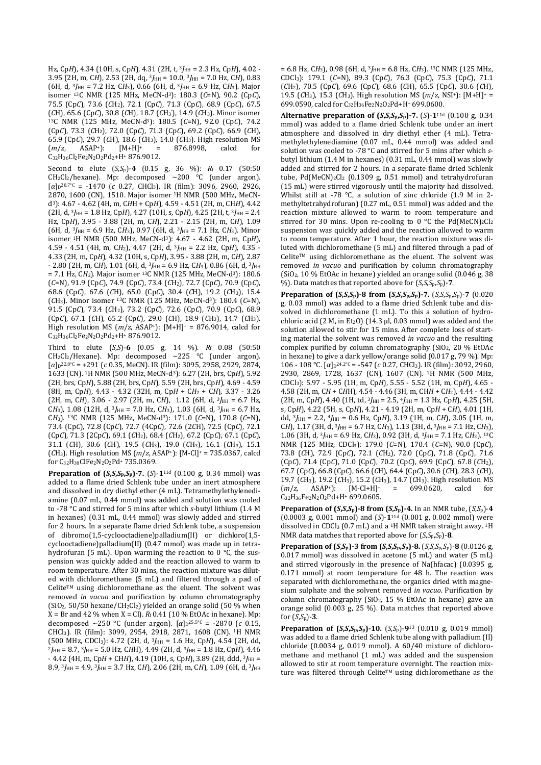Hz, Cp*H*), 4.34 (10H, s, Cp*H*), 4.31 (2H, t, $^3J_{HH}$ = 2.3 Hz, Cp*H*), 4.02 - 3.95 (2H, m, C*H*), 2.53 (2H, dq, $^3J_{HH}$ = 10.0, $^3J_{HH}$ = 7.0 Hz, C*H*), 0.83 (6H, d, $^3J_{HH}$ = 7.2 Hz, C$H_3$), 0.66 (6H, d, $^3J_{HH}$ = 6.9 Hz, C$H_3$). Major isomer $^{13}$C NMR (125 MHz, MeCN-d$^3$): 180.3 (*C*=N), 90.2 (Cp*C*), 75.5 (Cp*C*), 73.6 (*C*$H_2$), 72.1 (Cp*C*), 71.3 (Cp*C*), 68.9 (Cp*C*), 67.5 (*C*H), 65.6 (Cp*C*), 30.8 (*C*H), 18.7 (*C*$H_3$), 14.9 (*C*$H_3$). Minor isomer $^{13}$C NMR (125 MHz, MeCN-d$^3$): 180.5 (*C*=N), 92.0 (Cp*C*), 74.2 (Cp*C*), 73.3 (*C*$H_2$), 72.0 (Cp*C*), 71.3 (Cp*C*), 69.2 (Cp*C*), 66.9 (*C*H), 65.9 (Cp*C*), 29.7 (*C*H), 18.6 (*C*$H_3$), 14.0 (*C*$H_3$). High resolution MS (*m*/*z*, ASAP$^+$): [M+H]$^+$ = 876.8998, calcd for $C_{32}H_{36}Cl_2Fe_2N_2O_2Pd_2$+H$^+$ 876.9012.

Second to elute (*S*,*S*$_p$)-**4** (0.15 g, 36 %): *R*$_f$ 0.17 (50:50 $CH_2Cl_2$/hexane). Mp: decomposed ~200 °C (under argon). $[\alpha]_D^{20.7°C}$ = -1470 (*c* 0.27, $CHCl_3$). IR (film): 3096, 2960, 2926, 2870, 1600 (CN), 1510. Major isomer $^1$H NMR (500 MHz, MeCN-d$^3$): 4.67 - 4.62 (4H, m, C*H*H + Cp*H*), 4.59 - 4.51 (2H, m, CH*H*), 4.42 (2H, d, $^3J_{HH}$ = 1.8 Hz, Cp*H*), 4.27 (10H, s, Cp*H*), 4.25 (2H, t, $^3J_{HH}$ = 2.4 Hz, Cp*H*), 3.95 - 3.88 (2H, m, C*H*), 2.21 - 2.15 (2H, m, C*H*), 1.09 (6H, d, $^3J_{HH}$ = 6.9 Hz, C$H_3$), 0.97 (6H, d, $^3J_{HH}$ = 7.1 Hz, C$H_3$). Minor isomer $^1$H NMR (500 MHz, MeCN-d$^3$): 4.67 - 4.62 (2H, m, Cp*H*), 4.59 - 4.51 (4H, m, C$H_2$), 4.47 (2H, d, $^3J_{HH}$ = 2.2 Hz, Cp*H*), 4.35 - 4.33 (2H, m, Cp*H*), 4.32 (10H, s, Cp*H*), 3.95 - 3.88 (2H, m, C*H*), 2.87 - 2.80 (2H, m, C*H*), 1.01 (6H, d, $^3J_{HH}$ = 6.9 Hz, C$H_3$), 0.86 (6H, d, $^3J_{HH}$ = 7.1 Hz, C$H_3$). Major isomer $^{13}$C NMR (125 MHz, MeCN-d$^3$): 180.6 (*C*=N), 91.9 (Cp*C*), 74.9 (Cp*C*), 73.4 (*C*$H_2$), 72.7 (Cp*C*), 70.9 (Cp*C*), 68.6 (Cp*C*), 67.6 (*C*H), 65.0 (Cp*C*), 30.4 (*C*H), 19.2 (*C*$H_3$), 15.4 (*C*$H_3$). Minor isomer $^{13}$C NMR (125 MHz, MeCN-d$^3$): 180.4 (*C*=N), 91.5 (Cp*C*), 73.4 (*C*$H_2$), 73.2 (Cp*C*), 72.6 (Cp*C*), 70.9 (Cp*C*), 68.9 (Cp*C*), 67.1 (*C*H), 65.2 (Cp*C*), 29.0 (*C*H), 18.9 (*C*$H_3$), 14.7 (*C*$H_3$). High resolution MS (*m*/*z*, ASAP$^+$): [M+H]$^+$ = 876.9014, calcd for $C_{32}H_{36}Cl_2Fe_2N_2O_2Pd_2$+H$^+$ 876.9012.

Third to elute (*S*,*S*)-**6** (0.05 g, 14 %). *R*$_f$ 0.08 (50:50 $CH_2Cl_2$/Hexane). Mp: decomposed ~225 °C (under argon). $[\alpha]_D^{22.8°C}$ = +291 (*c* 0.35, MeCN). IR (film): 3095, 2958, 2929, 2874, 1633 (CN). $^1$H NMR (500 MHz, MeCN-d$^3$): 6.27 (2H, brs, Cp*H*), 5.92 (2H, brs, Cp*H*), 5.88 (2H, brs, Cp*H*), 5.59 (2H, brs, Cp*H*), 4.69 - 4.59 (8H, m, Cp*H*), 4.43 - 4.32 (32H, m, Cp*H* + C$H_2$ + C*H*), 3.37 - 3.26 (2H, m, C*H*), 3.06 - 2.97 (2H, m, C*H*), 1.12 (6H, d, $^3J_{HH}$ = 6.7 Hz, C$H_3$), 1.08 (12H, d, $^3J_{HH}$ = 7.0 Hz, C$H_3$), 1.03 (6H, d, $^3J_{HH}$ = 6.7 Hz, C$H_3$). $^{13}$C NMR (125 MHz, MeCN-d$^3$): 171.0 (*C*=N), 170.8 (*C*=N), 73.4 (Cp*C*), 72.8 (Cp*C*), 72.7 (4Cp*C*), 72.6 (2*C*H), 72.5 (Cp*C*), 72.1 (Cp*C*), 71.3 (2Cp*C*), 69.1 (*C*$H_2$), 68.4 (*C*$H_2$), 67.2 (Cp*C*), 67.1 (Cp*C*), 31.1 (*C*H), 30.6 (*C*H), 19.5 (*C*$H_3$), 19.0 (*C*$H_3$), 16.1 (*C*$H_3$), 15.1 (*C*$H_3$). High resolution MS (*m*/*z*, ASAP$^+$): [M-Cl]$^+$ = 735.0367, calcd for $C_{32}H_{38}ClFe_2N_2O_2Pd^+$ 735.0369.

**Preparation of (*S*,*S*,*S*$_p$,*S*$_p$)-7.** (*S*)-**1**[11d] (0.100 g, 0.34 mmol) was added to a flame dried Schlenk tube under an inert atmosphere and dissolved in dry diethyl ether (4 mL). Tetramethylethylenediamine (0.07 mL, 0.44 mmol) was added and solution was cooled to -78 °C and stirred for 5 mins after which *s*-butyl lithium (1.4 M in hexanes) (0.31 mL, 0.44 mmol) was slowly added and stirred for 2 hours. In a separate flame dried Schlenk tube, a suspension of dibromo(1,5-cyclooctadiene)palladium(II) or dichloro(1,5-cyclooctadiene)palladium(II) (0.47 mmol) was made up in tetrahydrofuran (5 mL). Upon warming the reaction to 0 °C, the suspension was quickly added and the reaction allowed to warm to room temperature. After 30 mins, the reaction mixture was diluted with dichloromethane (5 mL) and filtered through a pad of Celite™ using dichloromethane as the eluent. The solvent was removed *in vacuo* and purification by column chromatography ($SiO_2$, 50/50 hexane/$CH_2Cl_2$) yielded an orange solid (50 % when X = Br and 42 % when X = Cl). *R*$_f$ 0.41 (10 % EtOAc in hexane). Mp: decomposed ~250 °C (under argon). $[\alpha]_D^{25.5°C}$ = -2870 (*c* 0.15, $CHCl_3$). IR (film): 3099, 2954, 2918, 2871, 1608 (CN). $^1$H NMR (500 MHz, $CDCl_3$): 4.72 (2H, d, $^3J_{HH}$ = 1.6 Hz, Cp*H*), 4.54 (2H, dd, $^2J_{HH}$ = 8.7, $^3J_{HH}$ = 5.0 Hz, C*H*H), 4.49 (2H, d, $^3J_{HH}$ = 1.8 Hz, Cp*H*), 4.46 - 4.42 (4H, m, Cp*H* + CH*H*), 4.19 (10H, s, Cp*H*), 3.89 (2H, ddd, $^3J_{HH}$ = 8.9, $^3J_{HH}$ = 4.9, $^3J_{HH}$ = 3.7 Hz, C*H*), 2.06 (2H, m, C*H*), 1.09 (6H, d, $^3J_{HH}$ = 6.8 Hz, C$H_3$), 0.98 (6H, d, $^3J_{HH}$ = 6.8 Hz, C$H_3$). $^{13}$C NMR (125 MHz, $CDCl_3$): 179.1 (*C*=N), 89.3 (Cp*C*), 76.3 (Cp*C*), 75.3 (Cp*C*), 71.1 (*C*$H_2$), 70.5 (Cp*C*), 69.6 (Cp*C*), 68.6 (Cp*C*), 65.5 (Cp*C*), 30.6 (*C*H), 19.5 (*C*$H_3$), 15.3 (*C*$H_3$). High resolution MS (*m*/*z*, NSI$^+$): [M+H]$^+$ = 699.0590, calcd for $C_{32}H_{36}Fe_2N_2O_2Pd$+H$^+$ 699.0600.

**Alternative preparation of (*S*,*S*,*S*$_p$,*S*$_p$)-7.** (*S*)-**1**[11d] (0.100 g, 0.34 mmol) was added to a flame dried Schlenk tube under an inert atmosphere and dissolved in dry diethyl ether (4 mL). Tetramethylethylenediamine (0.07 mL, 0.44 mmol) was added and solution was cooled to -78 °C and stirred for 5 mins after which *s*-butyl lithium (1.4 M in hexanes) (0.31 mL, 0.44 mmol) was slowly added and stirred for 2 hours. In a separate flame dried Schlenk tube, Pd(MeCN)$_2$Cl$_2$ (0.1309 g, 0.51 mmol) and tetrahydrofuran (15 mL) were stirred vigorously until the majority had dissolved. Whilst still at -78 °C, a solution of zinc chloride (1.9 M in 2-methyltetrahydrofuran) (0.27 mL, 0.51 mmol) was added and the reaction mixture allowed to warm to room temperature and stirred for 30 mins. Upon re-cooling to 0 °C the Pd(MeCN)$_2$Cl$_2$ suspension was quickly added and the reaction allowed to warm to room temperature. After 1 hour, the reaction mixture was diluted with dichloromethane (5 mL) and filtered through a pad of Celite™ using dichloromethane as the eluent. The solvent was removed *in vacuo* and purification by column chromatography ($SiO_2$, 10 % EtOAc in hexane) yielded an orange solid (0.046 g, 38 %). Data matches that reported above for (*S*,*S*,*S*$_p$,*S*$_p$)-**7**.

**Preparation of (*S*,*S*,*S*$_p$)-8 from (*S*,*S*,*S*$_p$,*S*$_p$)-7.** (*S*,*S*,*S*$_p$,*S*$_p$)-**7** (0.020 g, 0.03 mmol) was added to a flame dried Schlenk tube and dissolved in dichloromethane (1 mL). To this a solution of hydrochloric acid (2 M, in $Et_2O$) (14.3 µl, 0.03 mmol) was added and the solution allowed to stir for 15 mins. After complete loss of starting material the solvent was removed *in vacuo* and the resulting complex purified by column chromatography ($SiO_2$, 20 % EtOAc in hexane) to give a dark yellow/orange solid (0.017 g, 79 %). Mp: 106 - 108 °C. $[\alpha]_D^{24.2°C}$ = -547 (*c* 0.27, $CHCl_3$). IR (film): 3092, 2960, 2930, 2869, 1728, 1637 (CN), 1607 (CN). $^1$H NMR (500 MHz, $CDCl_3$): 5.97 - 5.95 (1H, m, Cp*H*), 5.55 - 5.52 (1H, m, Cp*H*), 4.65 - 4.58 (2H, m, C*H* + C*H*H), 4.54 - 4.46 (3H, m, CH*H* + C$H_2$), 4.44 - 4.42 (2H, m, Cp*H*), 4.40 (1H, td, $^3J_{HH}$ = 2.5, $^4J_{HH}$ = 1.3 Hz, Cp*H*), 4.25 (5H, s, Cp*H*), 4.22 (5H, s, Cp*H*), 4.21 - 4.19 (2H, m, Cp*H* + C*H*), 4.01 (1H, dd, $^3J_{HH}$ = 2.2, $^4J_{HH}$ = 0.6 Hz, Cp*H*), 3.19 (1H, m, C*H*), 3.05 (1H, m, C*H*), 1.17 (3H, d, $^3J_{HH}$ = 6.7 Hz, C$H_3$), 1.13 (3H, d, $^3J_{HH}$ = 7.1 Hz, C$H_3$), 1.06 (3H, d, $^3J_{HH}$ = 6.9 Hz, C$H_3$), 0.92 (3H, d, $^3J_{HH}$ = 7.1 Hz, C$H_3$). $^{13}$C NMR (125 MHz, $CDCl_3$): 179.0 (*C*=N), 170.4 (*C*=N), 90.0 (Cp*C*), 73.8 (*C*H), 72.9 (Cp*C*), 72.1 (*C*$H_2$), 72.0 (Cp*C*), 71.8 (Cp*C*), 71.6 (Cp*C*), 71.4 (Cp*C*), 71.0 (Cp*C*), 70.2 (Cp*C*), 69.9 (Cp*C*), 67.8 (*C*$H_2$), 67.7 (Cp*C*), 66.8 (Cp*C*), 66.6 (*C*H), 64.4 (Cp*C*), 30.6 (*C*H), 28.3 (*C*H), 19.7 (*C*$H_3$), 19.2 (*C*$H_3$), 15.2 (*C*$H_3$), 14.7 (*C*$H_3$). High resolution MS (*m*/*z*, ASAP$^+$): [M-Cl+H]$^+$ = 699.0620, calcd for $C_{32}H_{36}Fe_2N_2O_2Pd$+H$^+$ 699.0605.

**Preparation of (*S*,*S*,*S*$_p$)-8 from (*S*,*S*$_p$)-4.** In an NMR tube, (*S*,*S*$_p$)-**4** (0.0003 g, 0.001 mmol) and (*S*)-**1**[11d] (0.001 g, 0.002 mmol) were dissolved in $CDCl_3$ (0.7 mL) and a $^1$H NMR taken straight away. $^1$H NMR data matches that reported above for (*S*,*S*,*S*$_p$)-**8**.

**Preparation of (*S*,*S*$_p$)-3 from (*S*,*S*,*S*$_p$,*S*$_p$)-8.** (*S*,*S*,*S*$_p$,*S*$_p$)-**8** (0.0126 g, 0.017 mmol) was dissolved in acetone (5 mL) and water (5 mL) and stirred vigorously in the presence of Na(hfacac) (0.0395 g, 0.171 mmol) at room temperature for 48 h. The reaction was separated with dichloromethane, the organics dried with magnesium sulphate and the solvent removed *in vacuo*. Purification by column chromatography ($SiO_2$, 15 % EtOAc in hexane) gave an orange solid (0.003 g, 25 %). Data matches that reported above for (*S*,*S*$_p$)-**3**.

**Preparation of (*S*,*S*,*S*$_p$,*S*$_p$)-10.** (*S*,*S*$_p$)-**9**[13] (0.010 g, 0.019 mmol) was added to a flame dried Schlenk tube along with palladium (II) chloride (0.0034 g, 0.019 mmol). A 60/40 mixture of dichloromethane and methanol (1 mL) was added and the suspension allowed to stir at room temperature overnight. The reaction mixture was filtered through Celite™ using dichloromethane as the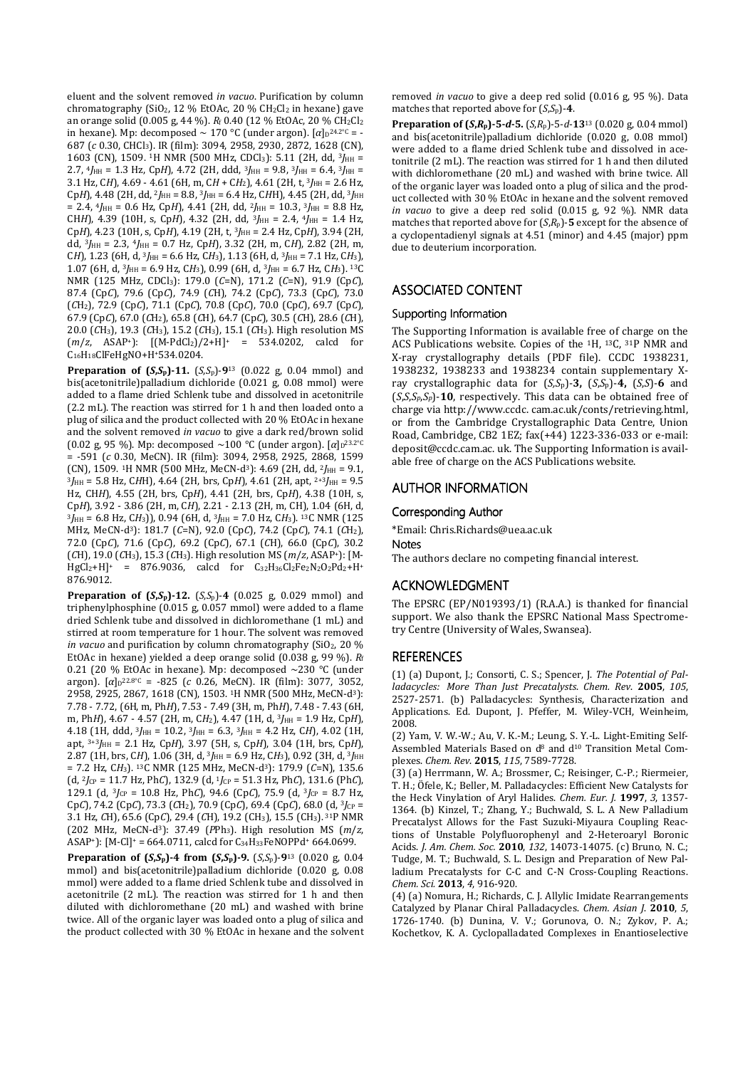eluent and the solvent removed *in vacuo*. Purification by column chromatography ($SiO_2$, 12 % EtOAc, 20 % $CH_2Cl_2$ in hexane) gave an orange solid (0.005 g, 44 %). $R_f$ 0.40 (12 % EtOAc, 20 % $CH_2Cl_2$ in hexane). Mp: decomposed ~ 170 °C (under argon). $[\alpha]_D^{24.2°C}$ = -687 (*c* 0.30, $CHCl_3$). IR (film): 3094, 2958, 2930, 2872, 1628 (CN), 1603 (CN), 1509. $^1H$ NMR (500 MHz, $CDCl_3$): 5.11 (2H, dd, $^3J_{HH}$ = 2.7, $^4J_{HH}$ = 1.3 Hz, Cp*H*), 4.72 (2H, ddd, $^3J_{HH}$ = 9.8, $^3J_{HH}$ = 6.4, $^3J_{HH}$ = 3.1 Hz, C*H*), 4.69 - 4.61 (6H, m, C*H* + C*H*$_2$), 4.61 (2H, t, $^3J_{HH}$ = 2.6 Hz, Cp*H*), 4.48 (2H, dd, $^2J_{HH}$ = 8.8, $^3J_{HH}$ = 6.4 Hz, C*H*H), 4.45 (2H, dd, $^3J_{HH}$ = 2.4, $^4J_{HH}$ = 0.6 Hz, Cp*H*), 4.41 (2H, dd, $^2J_{HH}$ = 10.3, $^3J_{HH}$ = 8.8 Hz, CH*H*), 4.39 (10H, s, Cp*H*), 4.32 (2H, dd, $^3J_{HH}$ = 2.4, $^4J_{HH}$ = 1.4 Hz, Cp*H*), 4.23 (10H, s, Cp*H*), 4.19 (2H, t, $^3J_{HH}$ = 2.4 Hz, Cp*H*), 3.94 (2H, dd, $^3J_{HH}$ = 2.3, $^4J_{HH}$ = 0.7 Hz, Cp*H*), 3.32 (2H, m, C*H*), 2.82 (2H, m, C*H*), 1.23 (6H, d, $^3J_{HH}$ = 6.6 Hz, C*H*$_3$), 1.13 (6H, d, $^3J_{HH}$ = 7.1 Hz, C*H*$_3$), 1.07 (6H, d, $^3J_{HH}$ = 6.9 Hz, C*H*$_3$), 0.99 (6H, d, $^3J_{HH}$ = 6.7 Hz, C*H*$_3$). $^{13}C$ NMR (125 MHz, $CDCl_3$): 179.0 (*C*=N), 171.2 (*C*=N), 91.9 (Cp*C*), 87.4 (Cp*C*), 79.6 (Cp*C*), 74.9 (*C*H), 74.2 (Cp*C*), 73.3 (Cp*C*), 73.0 (*C*H$_2$), 72.9 (Cp*C*), 71.1 (Cp*C*), 70.8 (Cp*C*), 70.0 (Cp*C*), 69.7 (Cp*C*), 67.9 (Cp*C*), 67.0 (*C*H$_2$), 65.8 (*C*H), 64.7 (Cp*C*), 30.5 (*C*H), 28.6 (*C*H), 20.0 (*C*H$_3$), 19.3 (*C*H$_3$), 15.2 (*C*H$_3$), 15.1 (*C*H$_3$). High resolution MS (*m*/*z*, ASAP+): $[(M\text{-}PdCl_2)/2\text{+}H]^+$ = 534.0202, calcd for $C_{16}H_{18}ClFeHgNO\text{+}H^+$ 534.0204.

**Preparation of (*S*,*S*$_P$)-11.** (*S*,*S*$_P$)-**9**[13] (0.022 g, 0.04 mmol) and bis(acetonitrile)palladium dichloride (0.021 g, 0.08 mmol) were added to a flame dried Schlenk tube and dissolved in acetonitrile (2.2 mL). The reaction was stirred for 1 h and then loaded onto a plug of silica and the product collected with 20 % EtOAc in hexane and the solvent removed *in vacuo* to give a dark red/brown solid (0.02 g, 95 %). Mp: decomposed ~100 °C (under argon). $[\alpha]_D^{23.2°C}$ = -591 (*c* 0.30, MeCN). IR (film): 3094, 2958, 2925, 2868, 1599 (CN), 1509. $^1H$ NMR (500 MHz, MeCN-d$^3$): 4.69 (2H, dd, $^2J_{HH}$ = 9.1, $^3J_{HH}$ = 5.8 Hz, C*H*H), 4.64 (2H, brs, Cp*H*), 4.61 (2H, apt, $^{2+3}J_{HH}$ = 9.5 Hz, CH*H*), 4.55 (2H, brs, Cp*H*), 4.41 (2H, brs, Cp*H*), 4.38 (10H, s, Cp*H*), 3.92 - 3.86 (2H, m, C*H*), 2.21 - 2.13 (2H, m, CH), 1.04 (6H, d, $^3J_{HH}$ = 6.8 Hz, C*H*$_3$)), 0.94 (6H, d, $^3J_{HH}$ = 7.0 Hz, C*H*$_3$). $^{13}C$ NMR (125 MHz, MeCN-d$^3$): 181.7 (*C*=N), 92.0 (Cp*C*), 74.2 (Cp*C*), 74.1 (*C*H$_2$), 72.0 (Cp*C*), 71.6 (Cp*C*), 69.2 (Cp*C*), 67.1 (*C*H), 66.0 (Cp*C*), 30.2 (*C*H), 19.0 (*C*H$_3$), 15.3 (*C*H$_3$). High resolution MS (*m*/*z*, ASAP+): $[M\text{-}HgCl_2\text{+}H]^+$ = 876.9036, calcd for $C_{32}H_{36}Cl_2Fe_2N_2O_2Pd_2\text{+}H^+$ 876.9012.

**Preparation of (*S*,*S*$_P$)-12.** (*S*,*S*$_P$)-**4** (0.025 g, 0.029 mmol) and triphenylphosphine (0.015 g, 0.057 mmol) were added to a flame dried Schlenk tube and dissolved in dichloromethane (1 mL) and stirred at room temperature for 1 hour. The solvent was removed *in vacuo* and purification by column chromatography ($SiO_2$, 20 % EtOAc in hexane) yielded a deep orange solid (0.038 g, 99 %). $R_f$ 0.21 (20 % EtOAc in hexane). Mp: decomposed ~230 °C (under argon). $[\alpha]_D^{22.8°C}$ = -825 (*c* 0.26, MeCN). IR (film): 3077, 3052, 2958, 2925, 2867, 1618 (CN), 1503. $^1H$ NMR (500 MHz, MeCN-d$^3$): 7.78 - 7.72, (6H, m, Ph*H*), 7.53 - 7.49 (3H, m, Ph*H*), 7.48 - 7.43 (6H, m, Ph*H*), 4.67 - 4.57 (2H, m, C*H*$_2$), 4.47 (1H, d, $^3J_{HH}$ = 1.9 Hz, Cp*H*), 4.18 (1H, ddd, $^3J_{HH}$ = 10.2, $^3J_{HH}$ = 6.3, $^3J_{HH}$ = 4.2 Hz, C*H*), 4.02 (1H, apt, $^{3+3}J_{HH}$ = 2.1 Hz, Cp*H*), 3.97 (5H, s, Cp*H*), 3.04 (1H, brs, Cp*H*), 2.87 (1H, brs, C*H*), 1.06 (3H, d, $^3J_{HH}$ = 6.9 Hz, C*H*$_3$), 0.92 (3H, d, $^3J_{HH}$ = 7.2 Hz, C*H*$_3$). $^{13}C$ NMR (125 MHz, MeCN-d$^3$): 179.9 (*C*=N), 135.6 (d, $^2J_{CP}$ = 11.7 Hz, Ph*C*), 132.9 (d, $^1J_{CP}$ = 51.3 Hz, Ph*C*), 131.6 (Ph*C*), 129.1 (d, $^3J_{CP}$ = 10.8 Hz, Ph*C*), 94.6 (Cp*C*), 75.9 (d, $^3J_{CP}$ = 8.7 Hz, Cp*C*), 74.2 (Cp*C*), 73.3 (*C*H$_2$), 70.9 (Cp*C*), 69.4 (Cp*C*), 68.0 (d, $^3J_{CP}$ = 4.2 Hz, *C*H), 65.6 (Cp*C*), 29.4 (*C*H), 19.2 (CH$_3$), 15.5 (CH$_3$). $^{31}P$ NMR (202 MHz, MeCN-d$^3$): 37.49 (*P*Ph$_3$). High resolution MS (*m*/*z*, ASAP+): $[M\text{-}Cl]^+$ = 664.0711, calcd for $C_{34}H_{33}FeNOPPd^+$ 664.0699.

**Preparation of (*S*,*S*$_P$)-4 from (*S*,*S*$_P$)-9.** (*S*,*S*$_P$)-**9**[13] (0.020 g, 0.04 mmol) and bis(acetonitrile)palladium dichloride (0.020 g, 0.08 mmol) were added to a flame dried Schlenk tube and dissolved in acetonitrile (2 mL). The reaction was stirred for 1 h and then diluted with dichloromethane (20 mL) and washed with brine twice. All of the organic layer was loaded onto a plug of silica and the product collected with 30 % EtOAc in hexane and the solvent removed *in vacuo* to give a deep red solid (0.016 g, 95 %). Data matches that reported above for (*S*,*S*$_P$)-**4**.

**Preparation of (*S*,*R*$_P$)-5-*d*-5.** (*S*,*R*$_P$)-5-*d*-**13**[13] (0.020 g, 0.04 mmol) and bis(acetonitrile)palladium dichloride (0.020 g, 0.08 mmol) were added to a flame dried Schlenk tube and dissolved in acetonitrile (2 mL). The reaction was stirred for 1 h and then diluted with dichloromethane (20 mL) and washed with brine twice. All of the organic layer was loaded onto a plug of silica and the product collected with 30 % EtOAc in hexane and the solvent removed *in vacuo* to give a deep red solid (0.015 g, 92 %). NMR data matches that reported above for (*S*,*R*$_P$)-**5** except for the absence of a cyclopentadienyl signals at 4.51 (minor) and 4.45 (major) ppm due to deuterium incorporation.

## ASSOCIATED CONTENT

### Supporting Information

The Supporting Information is available free of charge on the ACS Publications website. Copies of the $^1H$, $^{13}C$, $^{31}P$ NMR and X-ray crystallography details (PDF file). CCDC 1938231, 1938232, 1938233 and 1938234 contain supplementary X-ray crystallographic data for (*S*,*S*$_P$)-**3,** (*S*,*S*$_P$)-**4,** (*S*,*S*)-**6** and (*S*,*S*,*S*$_P$,*S*$_P$)-**10**, respectively. This data can be obtained free of charge via http://www.ccdc. cam.ac.uk/conts/retrieving.html, or from the Cambridge Crystallographic Data Centre, Union Road, Cambridge, CB2 1EZ; fax(+44) 1223-336-033 or e-mail: deposit@ccdc.cam.ac. uk. The Supporting Information is available free of charge on the ACS Publications website.

## AUTHOR INFORMATION

### Corresponding Author

*Email: Chris.Richards@uea.ac.uk

### Notes

The authors declare no competing financial interest.

## ACKNOWLEDGMENT

The EPSRC (EP/N019393/1) (R.A.A.) is thanked for financial support. We also thank the EPSRC National Mass Spectrometry Centre (University of Wales, Swansea).

## REFERENCES

(1) (a) Dupont, J.; Consorti, C. S.; Spencer, J. *The Potential of Palladacycles: More Than Just Precatalysts. Chem. Rev*. **2005**, *105*, 2527-2571. (b) Palladacycles: Synthesis, Characterization and Applications. Ed. Dupont, J. Pfeffer, M. Wiley-VCH, Weinheim, 2008.

(2) Yam, V. W.-W.; Au, V. K.-M.; Leung, S. Y.-L. Light-Emiting Self-Assembled Materials Based on d$^8$ and d$^{10}$ Transition Metal Complexes. *Chem. Rev*. **2015**, *115*, 7589-7728.

(3) (a) Herrmann, W. A.; Brossmer, C.; Reisinger, C.-P.; Riermeier, T. H.; Öfele, K.; Beller, M. Palladacycles: Efficient New Catalysts for the Heck Vinylation of Aryl Halides. *Chem. Eur. J.* **1997**, *3*, 1357-1364. (b) Kinzel, T.; Zhang, Y.; Buchwald, S. L. A New Palladium Precatalyst Allows for the Fast Suzuki-Miyaura Coupling Reactions of Unstable Polyfluorophenyl and 2-Heteroaryl Boronic Acids. *J. Am. Chem. Soc.* **2010**, *132*, 14073-14075. (c) Bruno, N. C.; Tudge, M. T.; Buchwald, S. L. Design and Preparation of New Palladium Precatalysts for C-C and C-N Cross-Coupling Reactions. *Chem. Sci.* **2013**, *4*, 916-920.

(4) (a) Nomura, H.; Richards, C. J. Allylic Imidate Rearrangements Catalyzed by Planar Chiral Palladacycles. *Chem. Asian J*. **2010**, *5*, 1726-1740. (b) Dunina, V. V.; Gorunova, O. N.; Zykov, P. A.; Kochetkov, K. A. Cyclopalladated Complexes in Enantioselective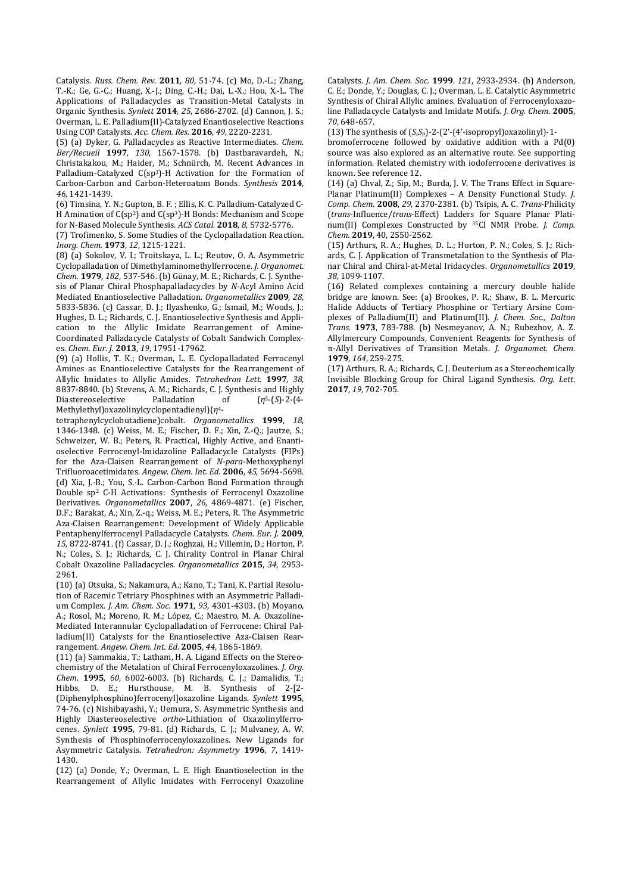Catalysis. *Russ. Chem. Rev*. **2011**, *80*, 51-74. (c) Mo, D.-L.; Zhang, T.-K.; Ge, G.-C.; Huang, X.-J.; Ding, C.-H.; Dai, L.-X.; Hou, X.-L. The Applications of Palladacycles as Transition-Metal Catalysts in Organic Synthesis. *Synlett* **2014**, *25*, 2686-2702. (d) Cannon, J. S.; Overman, L. E. Palladium(II)-Catalyzed Enantioselective Reactions Using COP Catalysts. *Acc. Chem. Res*. **2016**, *49*, 2220-2231.

(5) (a) Dyker, G. Palladacycles as Reactive Intermediates. *Chem. Ber/Recueil* **1997**, *130*, 1567-1578. (b) Dastbaravardeh, N.; Christakakou, M.; Haider, M.; Schnürch, M. Recent Advances in Palladium-Catalyzed C(sp$^3$)-H Activation for the Formation of Carbon-Carbon and Carbon-Heteroatom Bonds. *Synthesis* **2014**, *46*, 1421-1439.

(6) Timsina, Y. N.; Gupton, B. F. ; Ellis, K. C. Palladium-Catalyzed C-H Amination of C(sp$^2$) and C(sp$^3$)-H Bonds: Mechanism and Scope for N-Based Molecule Synthesis. *ACS Catal*. **2018**, *8*, 5732-5776.

(7) Trofimenko, S. Some Studies of the Cyclopalladation Reaction. *Inorg. Chem*. **1973**, *12*, 1215-1221.

(8) (a) Sokolov, V. I.; Troitskaya, L. L.; Reutov, O. A. Asymmetric Cyclopalladation of Dimethylaminomethylferrocene. *J. Organomet. Chem*. **1979**, *182*, 537-546. (b) Günay, M. E.; Richards, C. J. Synthesis of Planar Chiral Phosphapalladacycles by *N*-Acyl Amino Acid Mediated Enantioselective Palladation. *Organometallics* **2009**, *28*, 5833-5836. (c) Cassar, D. J.; Ilyashenko, G.; Ismail, M.; Woods, J.; Hughes, D. L.; Richards, C. J. Enantioselective Synthesis and Application to the Allylic Imidate Rearrangement of Amine-Coordinated Palladacycle Catalysts of Cobalt Sandwich Complexes. *Chem. Eur. J*. **2013**, *19*, 17951-17962.

(9) (a) Hollis, T. K.; Overman, L. E. Cyclopalladated Ferrocenyl Amines as Enantioselective Catalysts for the Rearrangement of Allylic Imidates to Allylic Amides. *Tetrahedron Lett*. **1997**, *38*, 8837-8840. (b) Stevens, A. M.; Richards, C. J. Synthesis and Highly Diastereoselective Palladation of ($\eta^5$-(*S*)-2-(4-Methylethyl)oxazolinylcyclopentadienyl)($\eta^4$-tetraphenylcyclobutadiene)cobalt. *Organometallics* **1999**, *18*, 1346-1348. (c) Weiss, M. E.; Fischer, D. F.; Xin, Z.-Q.; Jautze, S.; Schweizer, W. B.; Peters, R. Practical, Highly Active, and Enantioselective Ferrocenyl-Imidazoline Palladacycle Catalysts (FIPs) for the Aza-Claisen Rearrangement of *N-para*-Methoxyphenyl Trifluoroacetimidates. *Angew. Chem. Int. Ed*. **2006**, *45*, 5694-5698. (d) Xia, J.-B.; You, S.-L. Carbon-Carbon Bond Formation through Double sp$^2$ C-H Activations: Synthesis of Ferrocenyl Oxazoline Derivatives. *Organometallics* **2007**, *26*, 4869-4871. (e) Fischer, D.F.; Barakat, A.; Xin, Z.-q.; Weiss, M. E.; Peters, R. The Asymmetric Aza-Claisen Rearrangement: Development of Widely Applicable Pentaphenylferrocenyl Palladacycle Catalysts. *Chem. Eur. J*. **2009**, *15*, 8722-8741. (f) Cassar, D. J.; Roghzai, H.; Villemin, D.; Horton, P. N.; Coles, S. J.; Richards, C. J. Chirality Control in Planar Chiral Cobalt Oxazoline Palladacycles. *Organometallics* **2015**, *34*, 2953-2961.

(10) (a) Otsuka, S.; Nakamura, A.; Kano, T.; Tani, K. Partial Resolution of Racemic Tetriary Phosphines with an Asymmetric Palladium Complex. *J. Am. Chem. Soc*. **1971**, *93*, 4301-4303. (b) Moyano, A.; Rosol, M.; Moreno, R. M.; López, C.; Maestro, M. A. Oxazoline-Mediated Interannular Cyclopalladation of Ferrocene: Chiral Palladium(II) Catalysts for the Enantioselective Aza-Claisen Rearrangement. *Angew. Chem. Int. Ed*. **2005**, *44*, 1865-1869.

(11) (a) Sammakia, T.; Latham, H. A. Ligand Effects on the Stereochemistry of the Metalation of Chiral Ferrocenyloxazolines. *J. Org. Chem*. **1995**, *60*, 6002-6003. (b) Richards, C. J.; Damalidis, T.; Hibbs, D. E.; Hursthouse, M. B. Synthesis of 2-[2-(Diphenylphosphino)ferrocenyl]oxazoline Ligands. *Synlett* **1995**, 74-76. (c) Nishibayashi, Y.; Uemura, S. Asymmetric Synthesis and Highly Diastereoselective *ortho*-Lithiation of Oxazolinylferrocenes. *Synlett* **1995**, 79-81. (d) Richards, C. J.; Mulvaney, A. W. Synthesis of Phosphinoferrocenyloxazolines. New Ligands for Asymmetric Catalysis. *Tetrahedron: Asymmetry* **1996**, *7*, 1419-1430.

(12) (a) Donde, Y.; Overman, L. E. High Enantioselection in the Rearrangement of Allylic Imidates with Ferrocenyl Oxazoline Catalysts. *J. Am. Chem. Soc*. **1999**. *121*, 2933-2934. (b) Anderson, C. E.; Donde, Y.; Douglas, C. J.; Overman, L. E. Catalytic Asymmetric Synthesis of Chiral Allylic amines. Evaluation of Ferrocenyloxazoline Palladacycle Catalysts and Imidate Motifs. *J. Org. Chem*. **2005**, *70*, 648-657.

(13) The synthesis of (*S*,*S*$_p$)-2-(2'-(4'-isopropyl)oxazolinyl)-1-bromoferrocene followed by oxidative addition with a Pd(0) source was also explored as an alternative route. See supporting information. Related chemistry with iodoferrocene derivatives is known. See reference 12.

(14) (a) Chval, Z.; Sip, M.; Burda, J. V. The Trans Effect in Square-Planar Platinum(II) Complexes – A Density Functional Study. *J. Comp. Chem*. **2008**, *29*, 2370-2381. (b) Tsipis, A. C. *Trans*-Philicity (*trans*-Influence/*trans*-Effect) Ladders for Square Planar Platinum(II) Complexes Constructed by $^{35}$Cl NMR Probe. *J. Comp. Chem*. **2019**, 40, 2550-2562.

(15) Arthurs, R. A.; Hughes, D. L.; Horton, P. N.; Coles, S. J.; Richards, C. J. Application of Transmetalation to the Synthesis of Planar Chiral and Chiral-at-Metal Iridacycles. *Organometallics* **2019**, *38*, 1099-1107.

(16) Related complexes containing a mercury double halide bridge are known. See: (a) Brookes, P. R.; Shaw, B. L. Mercuric Halide Adducts of Tertiary Phosphine or Tertiary Arsine Complexes of Palladium(II) and Platinum(II). *J. Chem. Soc., Dalton Trans*. **1973**, 783-788. (b) Nesmeyanov, A. N.; Rubezhov, A. Z. Allylmercury Compounds, Convenient Reagents for Synthesis of π-Allyl Derivatives of Transition Metals. *J. Organomet. Chem*. **1979**, *164*, 259-275.

(17) Arthurs, R. A.; Richards, C. J. Deuterium as a Stereochemically Invisible Blocking Group for Chiral Ligand Synthesis. *Org. Lett*. **2017**, *19*, 702-705.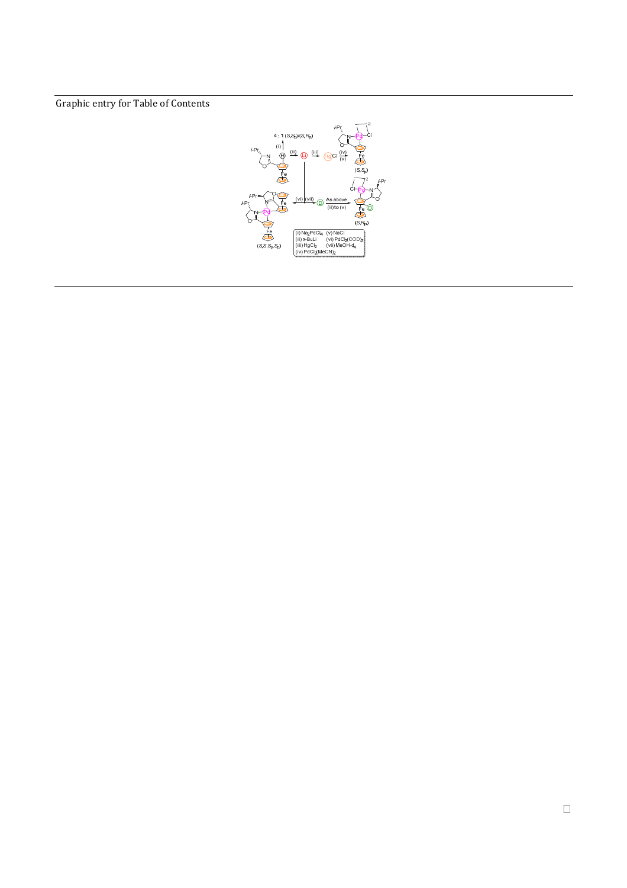Graphic entry for Table of Contents

4 : 1 (S,S$_p$)/(S,R$_p$)

(i) Na$_2$PdCl$_4$ (v) NaCl
(ii) s-BuLi (vi) PdCl$_2$(COD)$_2$
(iii) HgCl$_2$ (vii) MeOH-d$_4$
(iv) PdCl$_2$(MeCN)$_2$

As above
(ii) to (v)

(S,S$_p$)

(S,R$_p$)

(S,S,S$_p$,S$_p$)